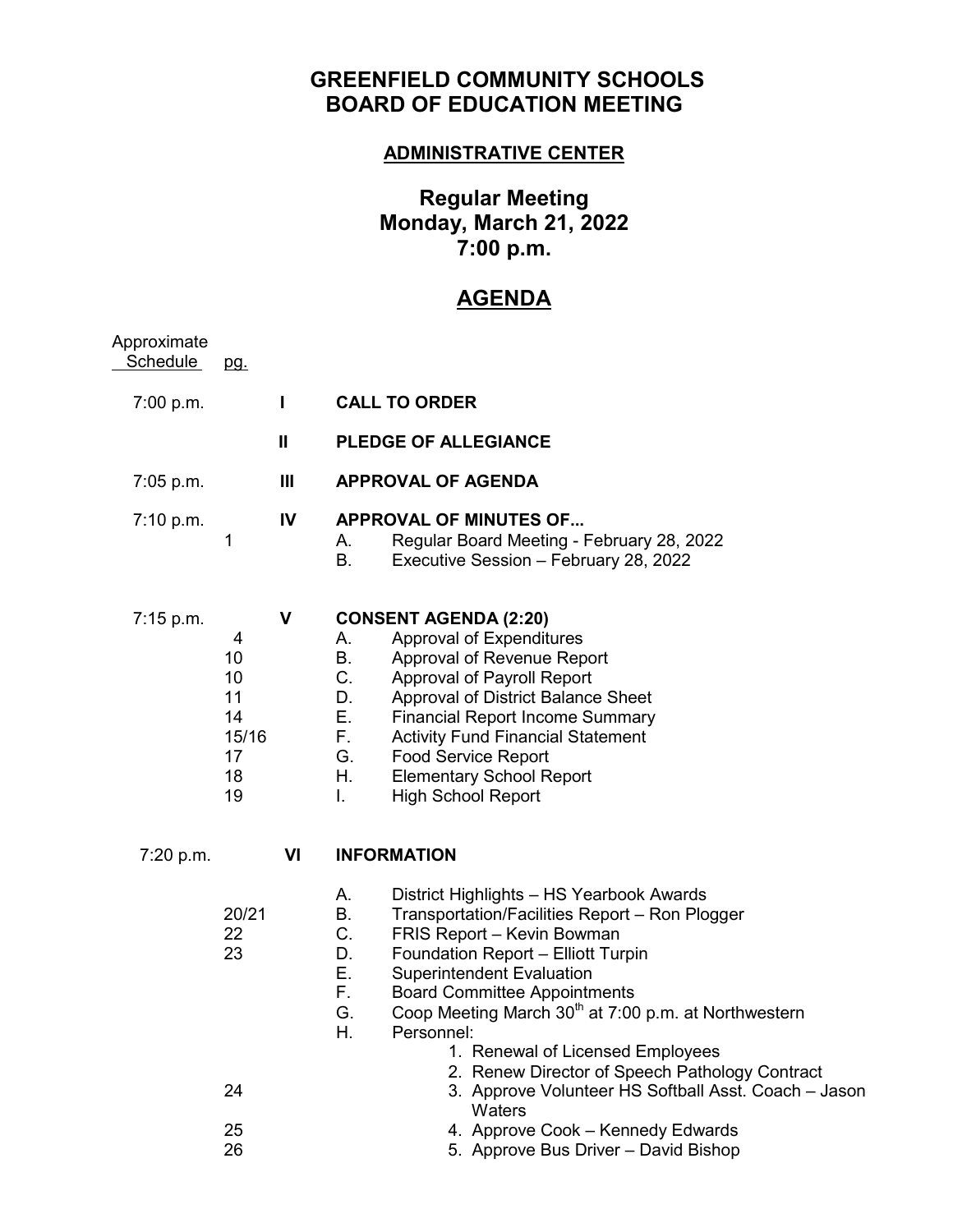# GREENFIELD COMMUNITY SCHOOLS
# BOARD OF EDUCATION MEETING

**ADMINISTRATIVE CENTER**

## Regular Meeting
## Monday, March 21, 2022
## 7:00 p.m.

## AGENDA

| Approximate Schedule | pg. | | |
|---|---|---|---|
| 7:00 p.m. | | **I** | **CALL TO ORDER** |
| | | **II** | **PLEDGE OF ALLEGIANCE** |
| 7:05 p.m. | | **III** | **APPROVAL OF AGENDA** |
| 7:10 p.m. | | **IV** | **APPROVAL OF MINUTES OF...** |
| | 1 | | A. Regular Board Meeting - February 28, 2022 |
| | | | B. Executive Session – February 28, 2022 |
| 7:15 p.m. | | **V** | **CONSENT AGENDA (2:20)** |
| | 4 | | A. Approval of Expenditures |
| | 10 | | B. Approval of Revenue Report |
| | 10 | | C. Approval of Payroll Report |
| | 11 | | D. Approval of District Balance Sheet |
| | 14 | | E. Financial Report Income Summary |
| | 15/16 | | F. Activity Fund Financial Statement |
| | 17 | | G. Food Service Report |
| | 18 | | H. Elementary School Report |
| | 19 | | I. High School Report |
| 7:20 p.m. | | **VI** | **INFORMATION** |
| | | | A. District Highlights – HS Yearbook Awards |
| | 20/21 | | B. Transportation/Facilities Report – Ron Plogger |
| | 22 | | C. FRIS Report – Kevin Bowman |
| | 23 | | D. Foundation Report – Elliott Turpin |
| | | | E. Superintendent Evaluation |
| | | | F. Board Committee Appointments |
| | | | G. Coop Meeting March 30th at 7:00 p.m. at Northwestern |
| | | | H. Personnel: |
| | | | 1. Renewal of Licensed Employees |
| | | | 2. Renew Director of Speech Pathology Contract |
| | 24 | | 3. Approve Volunteer HS Softball Asst. Coach – Jason Waters |
| | 25 | | 4. Approve Cook – Kennedy Edwards |
| | 26 | | 5. Approve Bus Driver – David Bishop |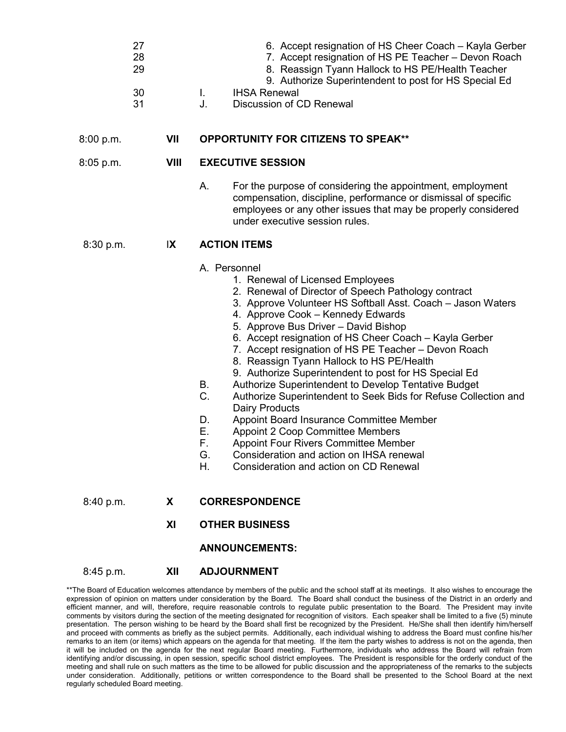27 6. Accept resignation of HS Cheer Coach – Kayla Gerber
28 7. Accept resignation of HS PE Teacher – Devon Roach
29 8. Reassign Tyann Hallock to HS PE/Health Teacher
9. Authorize Superintendent to post for HS Special Ed
30 I. IHSA Renewal
31 J. Discussion of CD Renewal

8:00 p.m. **VII OPPORTUNITY FOR CITIZENS TO SPEAK****

8:05 p.m. **VIII EXECUTIVE SESSION**

A. For the purpose of considering the appointment, employment compensation, discipline, performance or dismissal of specific employees or any other issues that may be properly considered under executive session rules.

8:30 p.m. **IX ACTION ITEMS**

A. Personnel
1. Renewal of Licensed Employees
2. Renewal of Director of Speech Pathology contract
3. Approve Volunteer HS Softball Asst. Coach – Jason Waters
4. Approve Cook – Kennedy Edwards
5. Approve Bus Driver – David Bishop
6. Accept resignation of HS Cheer Coach – Kayla Gerber
7. Accept resignation of HS PE Teacher – Devon Roach
8. Reassign Tyann Hallock to HS PE/Health
9. Authorize Superintendent to post for HS Special Ed

B. Authorize Superintendent to Develop Tentative Budget
C. Authorize Superintendent to Seek Bids for Refuse Collection and Dairy Products
D. Appoint Board Insurance Committee Member
E. Appoint 2 Coop Committee Members
F. Appoint Four Rivers Committee Member
G. Consideration and action on IHSA renewal
H. Consideration and action on CD Renewal

8:40 p.m. **X CORRESPONDENCE**

**XI OTHER BUSINESS**

**ANNOUNCEMENTS:**

8:45 p.m. **XII ADJOURNMENT**

**The Board of Education welcomes attendance by members of the public and the school staff at its meetings. It also wishes to encourage the expression of opinion on matters under consideration by the Board. The Board shall conduct the business of the District in an orderly and efficient manner, and will, therefore, require reasonable controls to regulate public presentation to the Board. The President may invite comments by visitors during the section of the meeting designated for recognition of visitors. Each speaker shall be limited to a five (5) minute presentation. The person wishing to be heard by the Board shall first be recognized by the President. He/She shall then identify him/herself and proceed with comments as briefly as the subject permits. Additionally, each individual wishing to address the Board must confine his/her remarks to an item (or items) which appears on the agenda for that meeting. If the item the party wishes to address is not on the agenda, then it will be included on the agenda for the next regular Board meeting. Furthermore, individuals who address the Board will refrain from identifying and/or discussing, in open session, specific school district employees. The President is responsible for the orderly conduct of the meeting and shall rule on such matters as the time to be allowed for public discussion and the appropriateness of the remarks to the subjects under consideration. Additionally, petitions or written correspondence to the Board shall be presented to the School Board at the next regularly scheduled Board meeting.